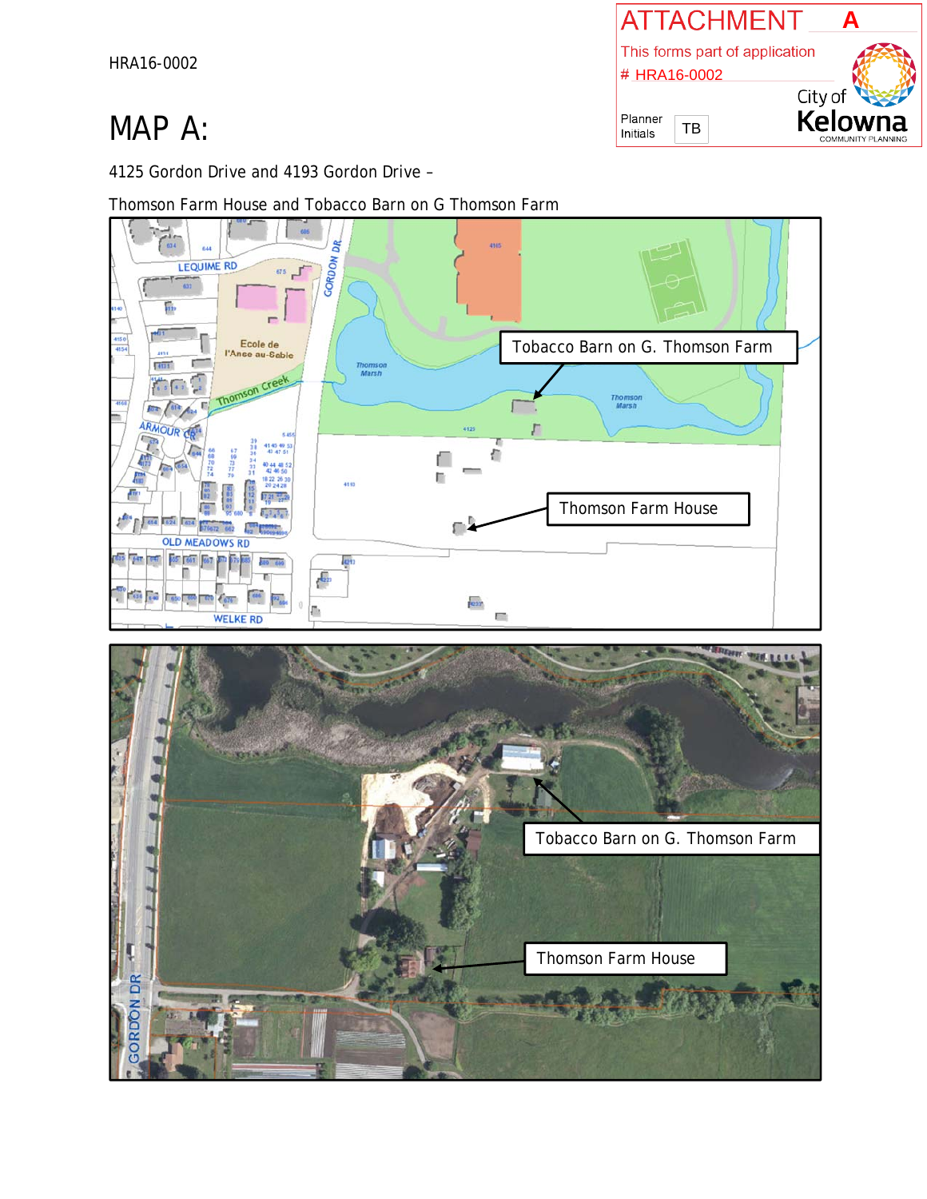HRA16-0002

**ATTACHMENT A**

This forms part of application
# HRA16-0002

Planner Initials: TB

City of Kelowna
COMMUNITY PLANNING

# MAP A:

4125 Gordon Drive and 4193 Gordon Drive –

Thomson Farm House and Tobacco Barn on G Thomson Farm

Tobacco Barn on G. Thomson Farm

Thomson Farm House

Tobacco Barn on G. Thomson Farm

Thomson Farm House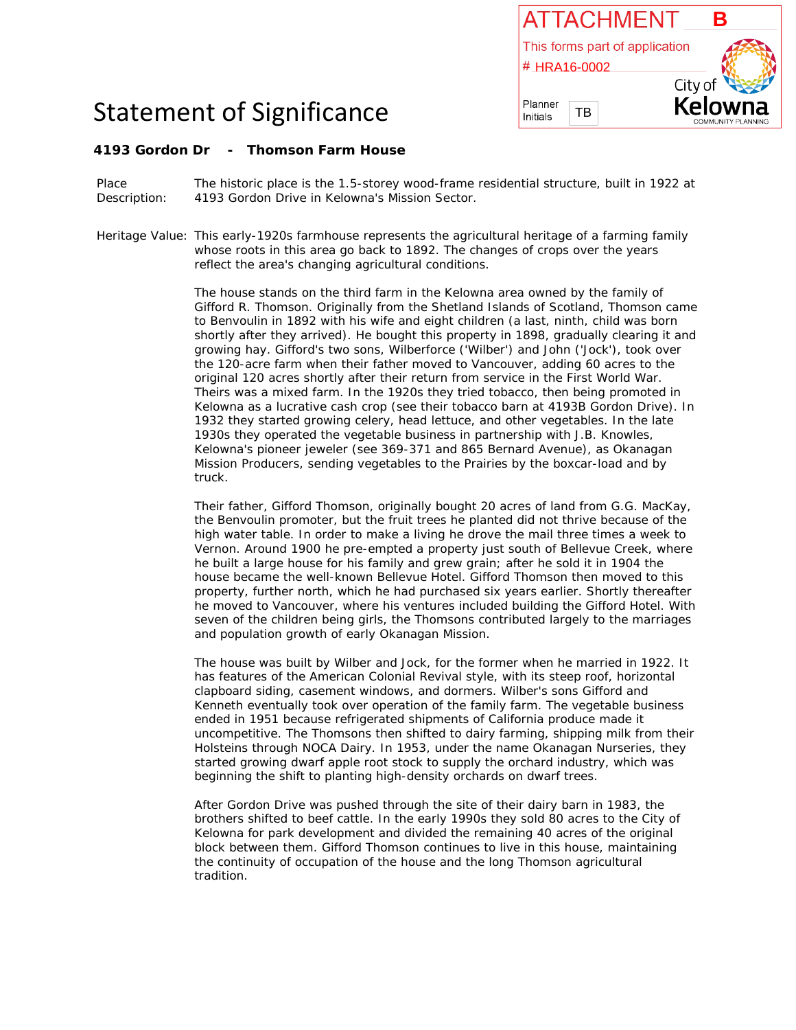ATTACHMENT B

This forms part of application

# HRA16-0002

Planner Initials: TB

City of Kelowna COMMUNITY PLANNING

# Statement of Significance

**4193 Gordon Dr - Thomson Farm House**

Place Description: The historic place is the 1.5-storey wood-frame residential structure, built in 1922 at 4193 Gordon Drive in Kelowna's Mission Sector.

Heritage Value: This early-1920s farmhouse represents the agricultural heritage of a farming family whose roots in this area go back to 1892. The changes of crops over the years reflect the area's changing agricultural conditions.

The house stands on the third farm in the Kelowna area owned by the family of Gifford R. Thomson. Originally from the Shetland Islands of Scotland, Thomson came to Benvoulin in 1892 with his wife and eight children (a last, ninth, child was born shortly after they arrived). He bought this property in 1898, gradually clearing it and growing hay. Gifford's two sons, Wilberforce ('Wilber') and John ('Jock'), took over the 120-acre farm when their father moved to Vancouver, adding 60 acres to the original 120 acres shortly after their return from service in the First World War. Theirs was a mixed farm. In the 1920s they tried tobacco, then being promoted in Kelowna as a lucrative cash crop (see their tobacco barn at 4193B Gordon Drive). In 1932 they started growing celery, head lettuce, and other vegetables. In the late 1930s they operated the vegetable business in partnership with J.B. Knowles, Kelowna's pioneer jeweler (see 369-371 and 865 Bernard Avenue), as Okanagan Mission Producers, sending vegetables to the Prairies by the boxcar-load and by truck.

Their father, Gifford Thomson, originally bought 20 acres of land from G.G. MacKay, the Benvoulin promoter, but the fruit trees he planted did not thrive because of the high water table. In order to make a living he drove the mail three times a week to Vernon. Around 1900 he pre-empted a property just south of Bellevue Creek, where he built a large house for his family and grew grain; after he sold it in 1904 the house became the well-known Bellevue Hotel. Gifford Thomson then moved to this property, further north, which he had purchased six years earlier. Shortly thereafter he moved to Vancouver, where his ventures included building the Gifford Hotel. With seven of the children being girls, the Thomsons contributed largely to the marriages and population growth of early Okanagan Mission.

The house was built by Wilber and Jock, for the former when he married in 1922. It has features of the American Colonial Revival style, with its steep roof, horizontal clapboard siding, casement windows, and dormers. Wilber's sons Gifford and Kenneth eventually took over operation of the family farm. The vegetable business ended in 1951 because refrigerated shipments of California produce made it uncompetitive. The Thomsons then shifted to dairy farming, shipping milk from their Holsteins through NOCA Dairy. In 1953, under the name Okanagan Nurseries, they started growing dwarf apple root stock to supply the orchard industry, which was beginning the shift to planting high-density orchards on dwarf trees.

After Gordon Drive was pushed through the site of their dairy barn in 1983, the brothers shifted to beef cattle. In the early 1990s they sold 80 acres to the City of Kelowna for park development and divided the remaining 40 acres of the original block between them. Gifford Thomson continues to live in this house, maintaining the continuity of occupation of the house and the long Thomson agricultural tradition.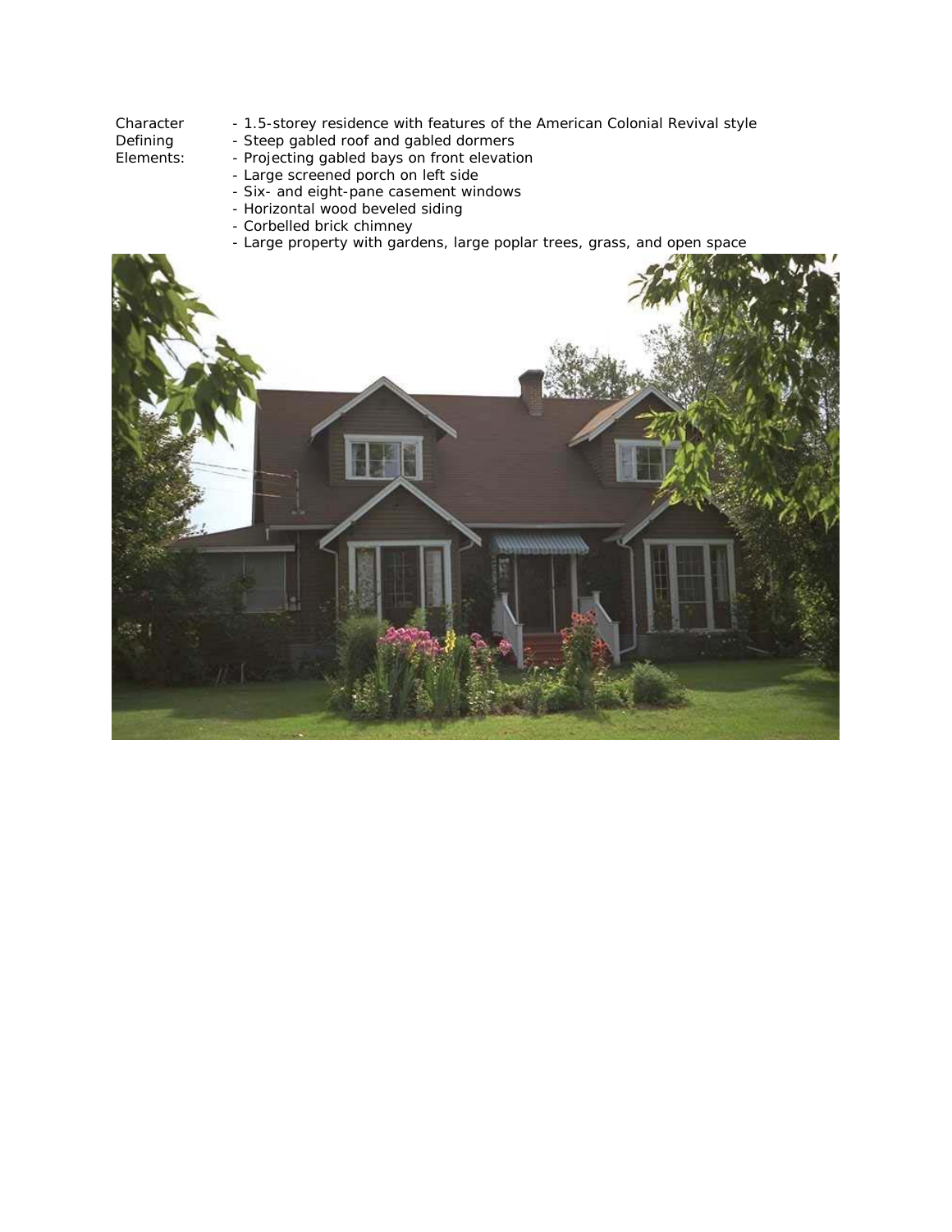Character Defining Elements:

- 1.5-storey residence with features of the American Colonial Revival style
- Steep gabled roof and gabled dormers
- Projecting gabled bays on front elevation
- Large screened porch on left side
- Six- and eight-pane casement windows
- Horizontal wood beveled siding
- Corbelled brick chimney
- Large property with gardens, large poplar trees, grass, and open space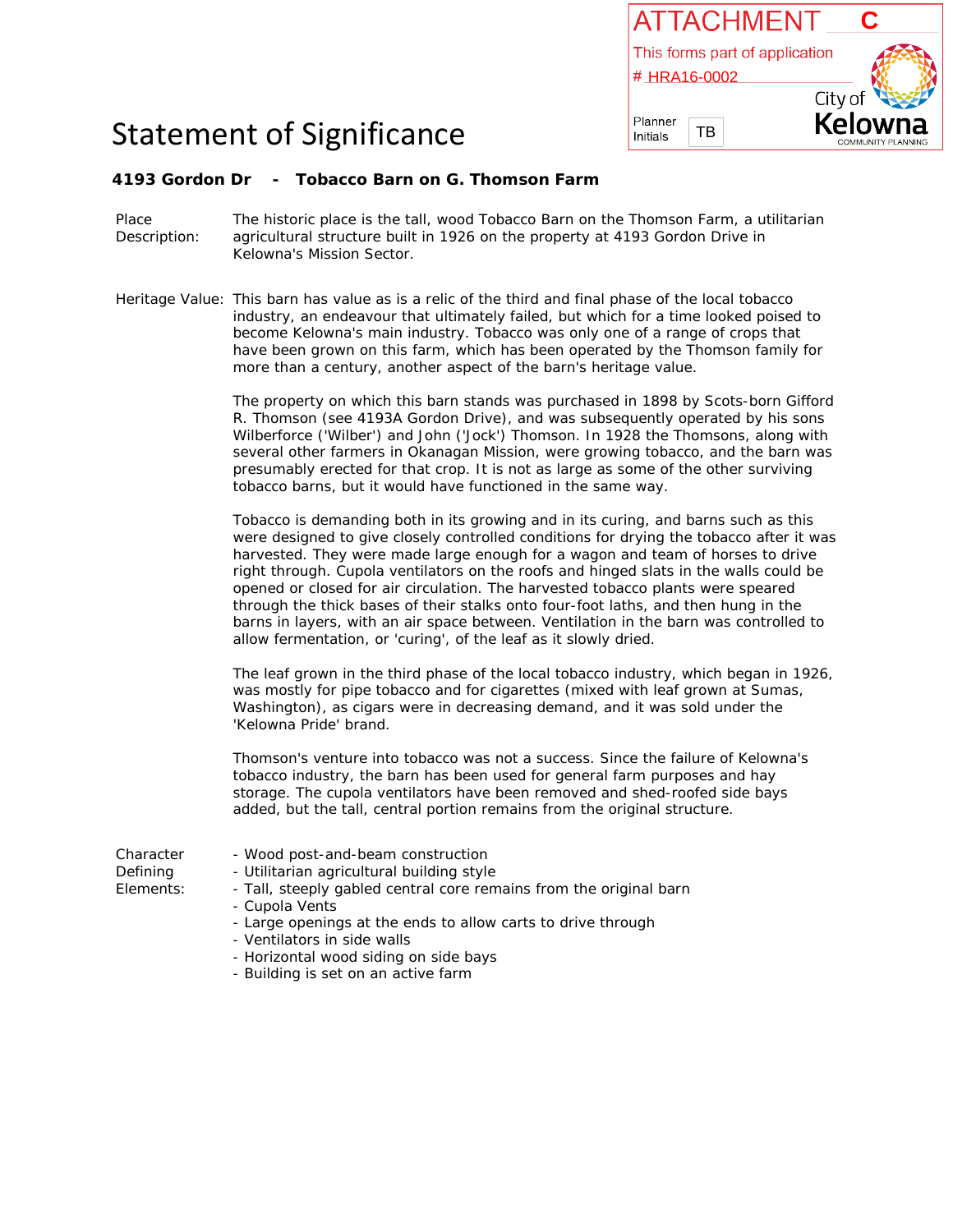ATTACHMENT C

This forms part of application

# HRA16-0002

Planner Initials: TB

City of Kelowna COMMUNITY PLANNING

# Statement of Significance

**4193 Gordon Dr - Tobacco Barn on G. Thomson Farm**

**Place Description:** The historic place is the tall, wood Tobacco Barn on the Thomson Farm, a utilitarian agricultural structure built in 1926 on the property at 4193 Gordon Drive in Kelowna's Mission Sector.

**Heritage Value:** This barn has value as is a relic of the third and final phase of the local tobacco industry, an endeavour that ultimately failed, but which for a time looked poised to become Kelowna's main industry. Tobacco was only one of a range of crops that have been grown on this farm, which has been operated by the Thomson family for more than a century, another aspect of the barn's heritage value.

The property on which this barn stands was purchased in 1898 by Scots-born Gifford R. Thomson (see 4193A Gordon Drive), and was subsequently operated by his sons Wilberforce ('Wilber') and John ('Jock') Thomson. In 1928 the Thomsons, along with several other farmers in Okanagan Mission, were growing tobacco, and the barn was presumably erected for that crop. It is not as large as some of the other surviving tobacco barns, but it would have functioned in the same way.

Tobacco is demanding both in its growing and in its curing, and barns such as this were designed to give closely controlled conditions for drying the tobacco after it was harvested. They were made large enough for a wagon and team of horses to drive right through. Cupola ventilators on the roofs and hinged slats in the walls could be opened or closed for air circulation. The harvested tobacco plants were speared through the thick bases of their stalks onto four-foot laths, and then hung in the barns in layers, with an air space between. Ventilation in the barn was controlled to allow fermentation, or 'curing', of the leaf as it slowly dried.

The leaf grown in the third phase of the local tobacco industry, which began in 1926, was mostly for pipe tobacco and for cigarettes (mixed with leaf grown at Sumas, Washington), as cigars were in decreasing demand, and it was sold under the 'Kelowna Pride' brand.

Thomson's venture into tobacco was not a success. Since the failure of Kelowna's tobacco industry, the barn has been used for general farm purposes and hay storage. The cupola ventilators have been removed and shed-roofed side bays added, but the tall, central portion remains from the original structure.

**Character Defining Elements:**

- Wood post-and-beam construction
- Utilitarian agricultural building style
- Tall, steeply gabled central core remains from the original barn
- Cupola Vents
- Large openings at the ends to allow carts to drive through
- Ventilators in side walls
- Horizontal wood siding on side bays
- Building is set on an active farm